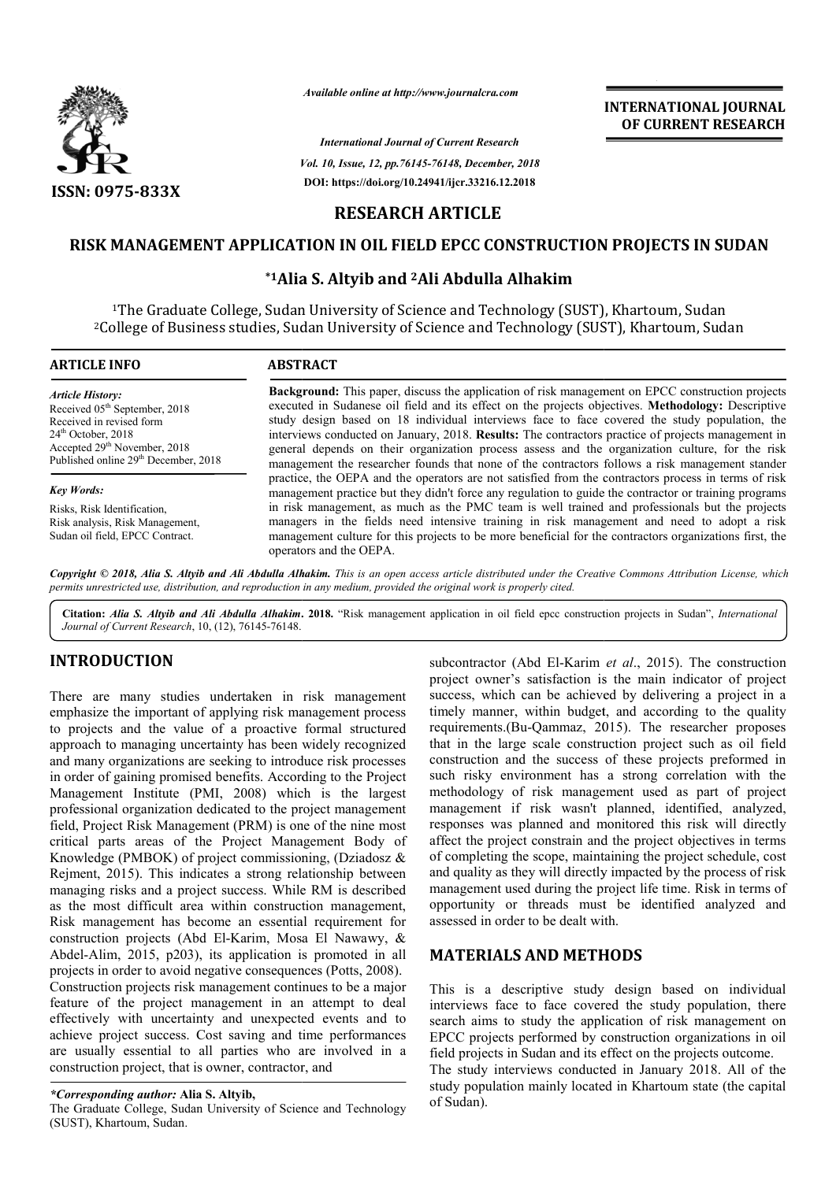ISSN: 0975-833X

*Available online at http://www.journalcra.com*

*International Journal of Current Research*
*Vol. 10, Issue, 12, pp.76145-76148, December, 2018*
DOI: https://doi.org/10.24941/ijcr.33216.12.2018

INTERNATIONAL JOURNAL OF CURRENT RESEARCH

## RESEARCH ARTICLE

# RISK MANAGEMENT APPLICATION IN OIL FIELD EPCC CONSTRUCTION PROJECTS IN SUDAN

**\*[1]Alia S. Altyib and [2]Ali Abdulla Alhakim**

[1]The Graduate College, Sudan University of Science and Technology (SUST), Khartoum, Sudan
[2]College of Business studies, Sudan University of Science and Technology (SUST), Khartoum, Sudan

**ARTICLE INFO**

*Article History:*
Received 05th September, 2018
Received in revised form
24th October, 2018
Accepted 29th November, 2018
Published online 29th December, 2018

*Key Words:*
Risks, Risk Identification, Risk analysis, Risk Management, Sudan oil field, EPCC Contract.

**ABSTRACT**

**Background:** This paper, discuss the application of risk management on EPCC construction projects executed in Sudanese oil field and its effect on the projects objectives. **Methodology:** Descriptive study design based on 18 individual interviews face to face covered the study population, the interviews conducted on January, 2018. **Results:** The contractors practice of projects management in general depends on their organization process assess and the organization culture, for the risk management the researcher founds that none of the contractors follows a risk management stander practice, the OEPA and the operators are not satisfied from the contractors process in terms of risk management practice but they didn't force any regulation to guide the contractor or training programs in risk management, as much as the PMC team is well trained and professionals but the projects managers in the fields need intensive training in risk management and need to adopt a risk management culture for this projects to be more beneficial for the contractors organizations first, the operators and the OEPA.

*Copyright © 2018, Alia S. Altyib and Ali Abdulla Alhakim. This is an open access article distributed under the Creative Commons Attribution License, which permits unrestricted use, distribution, and reproduction in any medium, provided the original work is properly cited.*

**Citation:** *Alia S. Altyib and Ali Abdulla Alhakim*. **2018.** "Risk management application in oil field epcc construction projects in Sudan", *International Journal of Current Research*, 10, (12), 76145-76148.

## INTRODUCTION

There are many studies undertaken in risk management emphasize the important of applying risk management process to projects and the value of a proactive formal structured approach to managing uncertainty has been widely recognized and many organizations are seeking to introduce risk processes in order of gaining promised benefits. According to the Project Management Institute (PMI, 2008) which is the largest professional organization dedicated to the project management field, Project Risk Management (PRM) is one of the nine most critical parts areas of the Project Management Body of Knowledge (PMBOK) of project commissioning, (Dziadosz & Rejment, 2015). This indicates a strong relationship between managing risks and a project success. While RM is described as the most difficult area within construction management, Risk management has become an essential requirement for construction projects (Abd El-Karim, Mosa El Nawawy, & Abdel-Alim, 2015, p203), its application is promoted in all projects in order to avoid negative consequences (Potts, 2008). Construction projects risk management continues to be a major feature of the project management in an attempt to deal effectively with uncertainty and unexpected events and to achieve project success. Cost saving and time performances are usually essential to all parties who are involved in a construction project, that is owner, contractor, and subcontractor (Abd El-Karim *et al*., 2015). The construction project owner's satisfaction is the main indicator of project success, which can be achieved by delivering a project in a timely manner, within budget, and according to the quality requirements.(Bu-Qammaz, 2015). The researcher proposes that in the large scale construction project such as oil field construction and the success of these projects preformed in such risky environment has a strong correlation with the methodology of risk management used as part of project management if risk wasn't planned, identified, analyzed, responses was planned and monitored this risk will directly affect the project constrain and the project objectives in terms of completing the scope, maintaining the project schedule, cost and quality as they will directly impacted by the process of risk management used during the project life time. Risk in terms of opportunity or threads must be identified analyzed and assessed in order to be dealt with.

## MATERIALS AND METHODS

This is a descriptive study design based on individual interviews face to face covered the study population, there search aims to study the application of risk management on EPCC projects performed by construction organizations in oil field projects in Sudan and its effect on the projects outcome. The study interviews conducted in January 2018. All of the study population mainly located in Khartoum state (the capital of Sudan).

*\*Corresponding author:* **Alia S. Altyib,**
The Graduate College, Sudan University of Science and Technology (SUST), Khartoum, Sudan.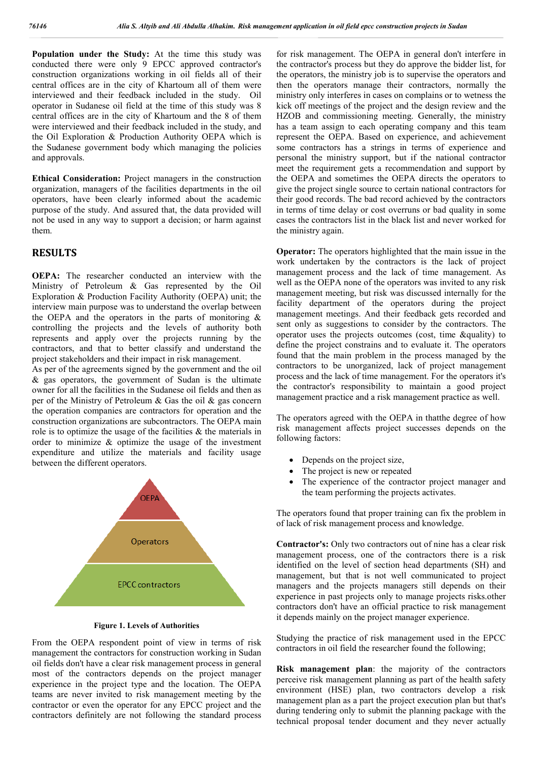**Population under the Study:** At the time this study was conducted there were only 9 EPCC approved contractor's construction organizations working in oil fields all of their central offices are in the city of Khartoum all of them were interviewed and their feedback included in the study. Oil operator in Sudanese oil field at the time of this study was 8 central offices are in the city of Khartoum and the 8 of them were interviewed and their feedback included in the study, and the Oil Exploration & Production Authority OEPA which is the Sudanese government body which managing the policies and approvals.

**Ethical Consideration:** Project managers in the construction organization, managers of the facilities departments in the oil operators, have been clearly informed about the academic purpose of the study. And assured that, the data provided will not be used in any way to support a decision; or harm against them.

## RESULTS

**OEPA:** The researcher conducted an interview with the Ministry of Petroleum & Gas represented by the Oil Exploration & Production Facility Authority (OEPA) unit; the interview main purpose was to understand the overlap between the OEPA and the operators in the parts of monitoring & controlling the projects and the levels of authority both represents and apply over the projects running by the contractors, and that to better classify and understand the project stakeholders and their impact in risk management.

As per of the agreements signed by the government and the oil & gas operators, the government of Sudan is the ultimate owner for all the facilities in the Sudanese oil fields and then as per of the Ministry of Petroleum & Gas the oil & gas concern the operation companies are contractors for operation and the construction organizations are subcontractors. The OEPA main role is to optimize the usage of the facilities & the materials in order to minimize & optimize the usage of the investment expenditure and utilize the materials and facility usage between the different operators.

OEPA

Operators

EPCC contractors

**Figure 1. Levels of Authorities**

From the OEPA respondent point of view in terms of risk management the contractors for construction working in Sudan oil fields don't have a clear risk management process in general most of the contractors depends on the project manager experience in the project type and the location. The OEPA teams are never invited to risk management meeting by the contractor or even the operator for any EPCC project and the contractors definitely are not following the standard process for risk management. The OEPA in general don't interfere in the contractor's process but they do approve the bidder list, for the operators, the ministry job is to supervise the operators and then the operators manage their contractors, normally the ministry only interferes in cases on complains or to wetness the kick off meetings of the project and the design review and the HZOB and commissioning meeting. Generally, the ministry has a team assign to each operating company and this team represent the OEPA. Based on experience, and achievement some contractors has a strings in terms of experience and personal the ministry support, but if the national contractor meet the requirement gets a recommendation and support by the OEPA and sometimes the OEPA directs the operators to give the project single source to certain national contractors for their good records. The bad record achieved by the contractors in terms of time delay or cost overruns or bad quality in some cases the contractors list in the black list and never worked for the ministry again.

**Operator:** The operators highlighted that the main issue in the work undertaken by the contractors is the lack of project management process and the lack of time management. As well as the OEPA none of the operators was invited to any risk management meeting, but risk was discussed internally for the facility department of the operators during the project management meetings. And their feedback gets recorded and sent only as suggestions to consider by the contractors. The operator uses the projects outcomes (cost, time &quality) to define the project constrains and to evaluate it. The operators found that the main problem in the process managed by the contractors to be unorganized, lack of project management process and the lack of time management. For the operators it's the contractor's responsibility to maintain a good project management practice and a risk management practice as well.

The operators agreed with the OEPA in thatthe degree of how risk management affects project successes depends on the following factors:

- Depends on the project size,
- The project is new or repeated
- The experience of the contractor project manager and the team performing the projects activates.

The operators found that proper training can fix the problem in of lack of risk management process and knowledge.

**Contractor's:** Only two contractors out of nine has a clear risk management process, one of the contractors there is a risk identified on the level of section head departments (SH) and management, but that is not well communicated to project managers and the projects managers still depends on their experience in past projects only to manage projects risks.other contractors don't have an official practice to risk management it depends mainly on the project manager experience.

Studying the practice of risk management used in the EPCC contractors in oil field the researcher found the following;

**Risk management plan**: the majority of the contractors perceive risk management planning as part of the health safety environment (HSE) plan, two contractors develop a risk management plan as a part the project execution plan but that's during tendering only to submit the planning package with the technical proposal tender document and they never actually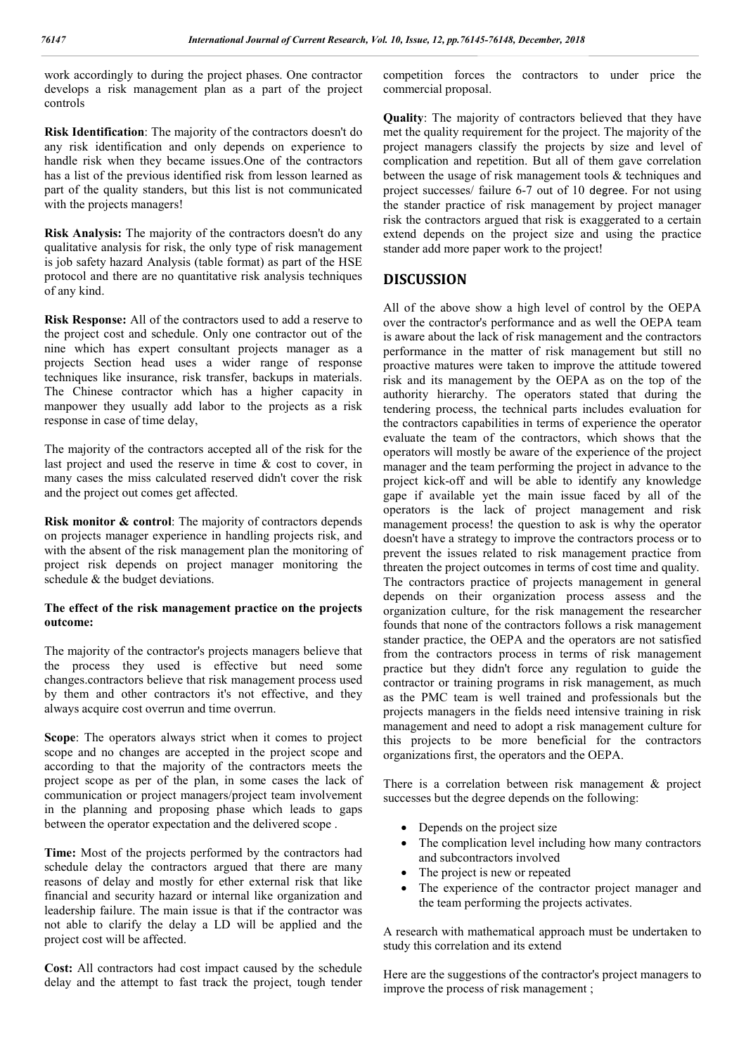work accordingly to during the project phases. One contractor develops a risk management plan as a part of the project controls

**Risk Identification**: The majority of the contractors doesn't do any risk identification and only depends on experience to handle risk when they became issues.One of the contractors has a list of the previous identified risk from lesson learned as part of the quality standers, but this list is not communicated with the projects managers!

**Risk Analysis:** The majority of the contractors doesn't do any qualitative analysis for risk, the only type of risk management is job safety hazard Analysis (table format) as part of the HSE protocol and there are no quantitative risk analysis techniques of any kind.

**Risk Response:** All of the contractors used to add a reserve to the project cost and schedule. Only one contractor out of the nine which has expert consultant projects manager as a projects Section head uses a wider range of response techniques like insurance, risk transfer, backups in materials. The Chinese contractor which has a higher capacity in manpower they usually add labor to the projects as a risk response in case of time delay,

The majority of the contractors accepted all of the risk for the last project and used the reserve in time & cost to cover, in many cases the miss calculated reserved didn't cover the risk and the project out comes get affected.

**Risk monitor & control**: The majority of contractors depends on projects manager experience in handling projects risk, and with the absent of the risk management plan the monitoring of project risk depends on project manager monitoring the schedule & the budget deviations.

**The effect of the risk management practice on the projects outcome:**

The majority of the contractor's projects managers believe that the process they used is effective but need some changes.contractors believe that risk management process used by them and other contractors it's not effective, and they always acquire cost overrun and time overrun.

**Scope**: The operators always strict when it comes to project scope and no changes are accepted in the project scope and according to that the majority of the contractors meets the project scope as per of the plan, in some cases the lack of communication or project managers/project team involvement in the planning and proposing phase which leads to gaps between the operator expectation and the delivered scope .

**Time:** Most of the projects performed by the contractors had schedule delay the contractors argued that there are many reasons of delay and mostly for ether external risk that like financial and security hazard or internal like organization and leadership failure. The main issue is that if the contractor was not able to clarify the delay a LD will be applied and the project cost will be affected.

**Cost:** All contractors had cost impact caused by the schedule delay and the attempt to fast track the project, tough tender competition forces the contractors to under price the commercial proposal.

**Quality**: The majority of contractors believed that they have met the quality requirement for the project. The majority of the project managers classify the projects by size and level of complication and repetition. But all of them gave correlation between the usage of risk management tools & techniques and project successes/ failure 6-7 out of 10 degree. For not using the stander practice of risk management by project manager risk the contractors argued that risk is exaggerated to a certain extend depends on the project size and using the practice stander add more paper work to the project!

## DISCUSSION

All of the above show a high level of control by the OEPA over the contractor's performance and as well the OEPA team is aware about the lack of risk management and the contractors performance in the matter of risk management but still no proactive matures were taken to improve the attitude towered risk and its management by the OEPA as on the top of the authority hierarchy. The operators stated that during the tendering process, the technical parts includes evaluation for the contractors capabilities in terms of experience the operator evaluate the team of the contractors, which shows that the operators will mostly be aware of the experience of the project manager and the team performing the project in advance to the project kick-off and will be able to identify any knowledge gape if available yet the main issue faced by all of the operators is the lack of project management and risk management process! the question to ask is why the operator doesn't have a strategy to improve the contractors process or to prevent the issues related to risk management practice from threaten the project outcomes in terms of cost time and quality. The contractors practice of projects management in general depends on their organization process assess and the organization culture, for the risk management the researcher founds that none of the contractors follows a risk management stander practice, the OEPA and the operators are not satisfied from the contractors process in terms of risk management practice but they didn't force any regulation to guide the contractor or training programs in risk management, as much as the PMC team is well trained and professionals but the projects managers in the fields need intensive training in risk management and need to adopt a risk management culture for this projects to be more beneficial for the contractors organizations first, the operators and the OEPA.

There is a correlation between risk management & project successes but the degree depends on the following:

- Depends on the project size
- The complication level including how many contractors and subcontractors involved
- The project is new or repeated
- The experience of the contractor project manager and the team performing the projects activates.

A research with mathematical approach must be undertaken to study this correlation and its extend

Here are the suggestions of the contractor's project managers to improve the process of risk management ;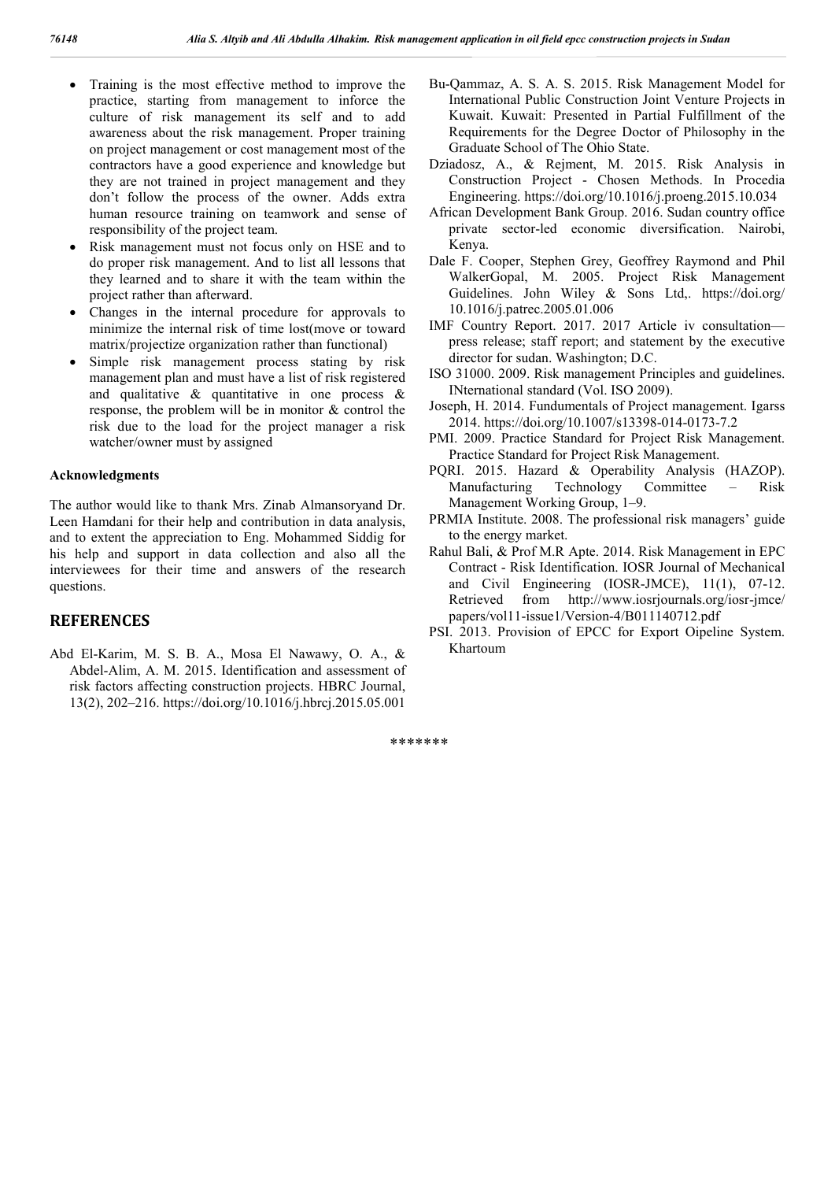- Training is the most effective method to improve the practice, starting from management to inforce the culture of risk management its self and to add awareness about the risk management. Proper training on project management or cost management most of the contractors have a good experience and knowledge but they are not trained in project management and they don't follow the process of the owner. Adds extra human resource training on teamwork and sense of responsibility of the project team.
- Risk management must not focus only on HSE and to do proper risk management. And to list all lessons that they learned and to share it with the team within the project rather than afterward.
- Changes in the internal procedure for approvals to minimize the internal risk of time lost(move or toward matrix/projectize organization rather than functional)
- Simple risk management process stating by risk management plan and must have a list of risk registered and qualitative & quantitative in one process & response, the problem will be in monitor & control the risk due to the load for the project manager a risk watcher/owner must by assigned

**Acknowledgments**

The author would like to thank Mrs. Zinab Almansoryand Dr. Leen Hamdani for their help and contribution in data analysis, and to extent the appreciation to Eng. Mohammed Siddig for his help and support in data collection and also all the interviewees for their time and answers of the research questions.

## REFERENCES

Abd El-Karim, M. S. B. A., Mosa El Nawawy, O. A., & Abdel-Alim, A. M. 2015. Identification and assessment of risk factors affecting construction projects. HBRC Journal, 13(2), 202–216. https://doi.org/10.1016/j.hbrcj.2015.05.001

Bu-Qammaz, A. S. A. S. 2015. Risk Management Model for International Public Construction Joint Venture Projects in Kuwait. Kuwait: Presented in Partial Fulfillment of the Requirements for the Degree Doctor of Philosophy in the Graduate School of The Ohio State.

Dziadosz, A., & Rejment, M. 2015. Risk Analysis in Construction Project - Chosen Methods. In Procedia Engineering. https://doi.org/10.1016/j.proeng.2015.10.034

African Development Bank Group. 2016. Sudan country office private sector-led economic diversification. Nairobi, Kenya.

Dale F. Cooper, Stephen Grey, Geoffrey Raymond and Phil WalkerGopal, M. 2005. Project Risk Management Guidelines. John Wiley & Sons Ltd,. https://doi.org/10.1016/j.patrec.2005.01.006

IMF Country Report. 2017. 2017 Article iv consultation—press release; staff report; and statement by the executive director for sudan. Washington; D.C.

ISO 31000. 2009. Risk management Principles and guidelines. INternational standard (Vol. ISO 2009).

Joseph, H. 2014. Fundumentals of Project management. Igarss 2014. https://doi.org/10.1007/s13398-014-0173-7.2

PMI. 2009. Practice Standard for Project Risk Management. Practice Standard for Project Risk Management.

PQRI. 2015. Hazard & Operability Analysis (HAZOP). Manufacturing Technology Committee – Risk Management Working Group, 1–9.

PRMIA Institute. 2008. The professional risk managers' guide to the energy market.

Rahul Bali, & Prof M.R Apte. 2014. Risk Management in EPC Contract - Risk Identification. IOSR Journal of Mechanical and Civil Engineering (IOSR-JMCE), 11(1), 07-12. Retrieved from http://www.iosrjournals.org/iosr-jmce/papers/vol11-issue1/Version-4/B011140712.pdf

PSI. 2013. Provision of EPCC for Export Oipeline System. Khartoum

\*\*\*\*\*\*\*